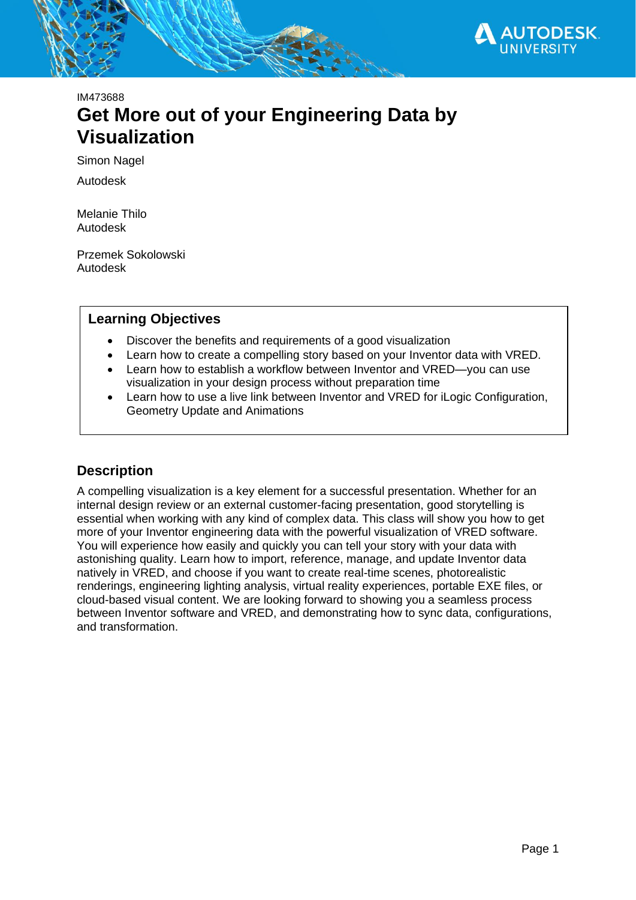IM473688

# Get More out of your Engineering Data by Visualization

Simon Nagel

Autodesk

Melanie Thilo
Autodesk

Przemek Sokolowski
Autodesk

## Learning Objectives

- Discover the benefits and requirements of a good visualization
- Learn how to create a compelling story based on your Inventor data with VRED.
- Learn how to establish a workflow between Inventor and VRED—you can use visualization in your design process without preparation time
- Learn how to use a live link between Inventor and VRED for iLogic Configuration, Geometry Update and Animations

## Description

A compelling visualization is a key element for a successful presentation. Whether for an internal design review or an external customer-facing presentation, good storytelling is essential when working with any kind of complex data. This class will show you how to get more of your Inventor engineering data with the powerful visualization of VRED software. You will experience how easily and quickly you can tell your story with your data with astonishing quality. Learn how to import, reference, manage, and update Inventor data natively in VRED, and choose if you want to create real-time scenes, photorealistic renderings, engineering lighting analysis, virtual reality experiences, portable EXE files, or cloud-based visual content. We are looking forward to showing you a seamless process between Inventor software and VRED, and demonstrating how to sync data, configurations, and transformation.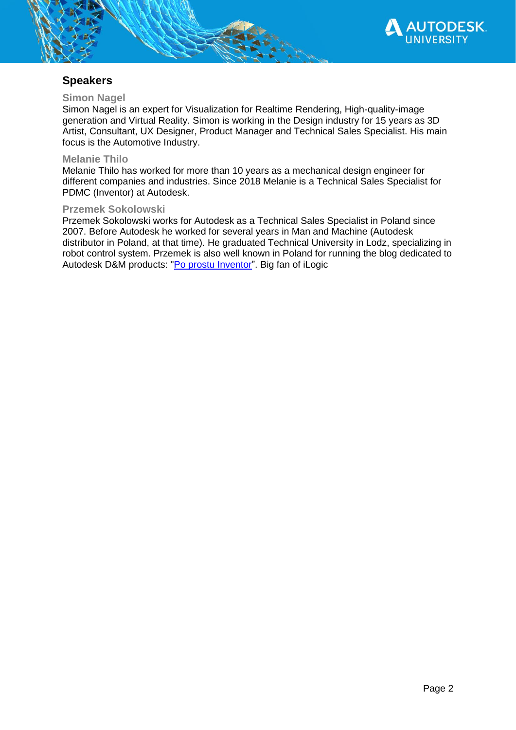## Speakers

### Simon Nagel

Simon Nagel is an expert for Visualization for Realtime Rendering, High-quality-image generation and Virtual Reality. Simon is working in the Design industry for 15 years as 3D Artist, Consultant, UX Designer, Product Manager and Technical Sales Specialist. His main focus is the Automotive Industry.

### Melanie Thilo

Melanie Thilo has worked for more than 10 years as a mechanical design engineer for different companies and industries. Since 2018 Melanie is a Technical Sales Specialist for PDMC (Inventor) at Autodesk.

### Przemek Sokolowski

Przemek Sokolowski works for Autodesk as a Technical Sales Specialist in Poland since 2007. Before Autodesk he worked for several years in Man and Machine (Autodesk distributor in Poland, at that time). He graduated Technical University in Lodz, specializing in robot control system. Przemek is also well known in Poland for running the blog dedicated to Autodesk D&M products: "Po prostu Inventor". Big fan of iLogic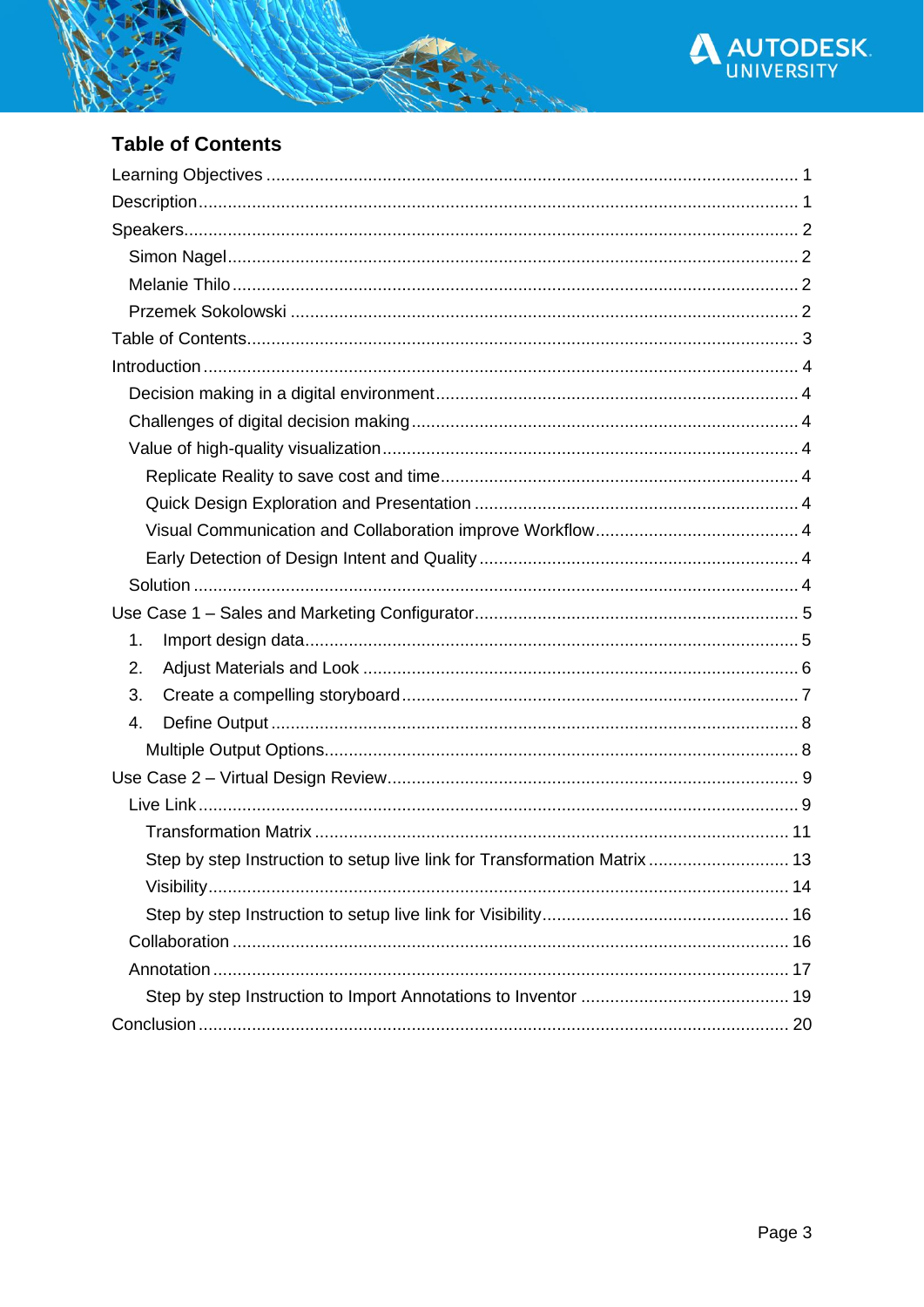## Table of Contents

- Learning Objectives ... 1
- Description ... 1
- Speakers ... 2
  - Simon Nagel ... 2
  - Melanie Thilo ... 2
  - Przemek Sokolowski ... 2
- Table of Contents ... 3
- Introduction ... 4
  - Decision making in a digital environment ... 4
  - Challenges of digital decision making ... 4
  - Value of high-quality visualization ... 4
    - Replicate Reality to save cost and time ... 4
    - Quick Design Exploration and Presentation ... 4
    - Visual Communication and Collaboration improve Workflow ... 4
    - Early Detection of Design Intent and Quality ... 4
  - Solution ... 4
- Use Case 1 – Sales and Marketing Configurator ... 5
  1. Import design data ... 5
  2. Adjust Materials and Look ... 6
  3. Create a compelling storyboard ... 7
  4. Define Output ... 8
     - Multiple Output Options ... 8
- Use Case 2 – Virtual Design Review ... 9
  - Live Link ... 9
    - Transformation Matrix ... 11
    - Step by step Instruction to setup live link for Transformation Matrix ... 13
    - Visibility ... 14
    - Step by step Instruction to setup live link for Visibility ... 16
  - Collaboration ... 16
  - Annotation ... 17
    - Step by step Instruction to Import Annotations to Inventor ... 19
- Conclusion ... 20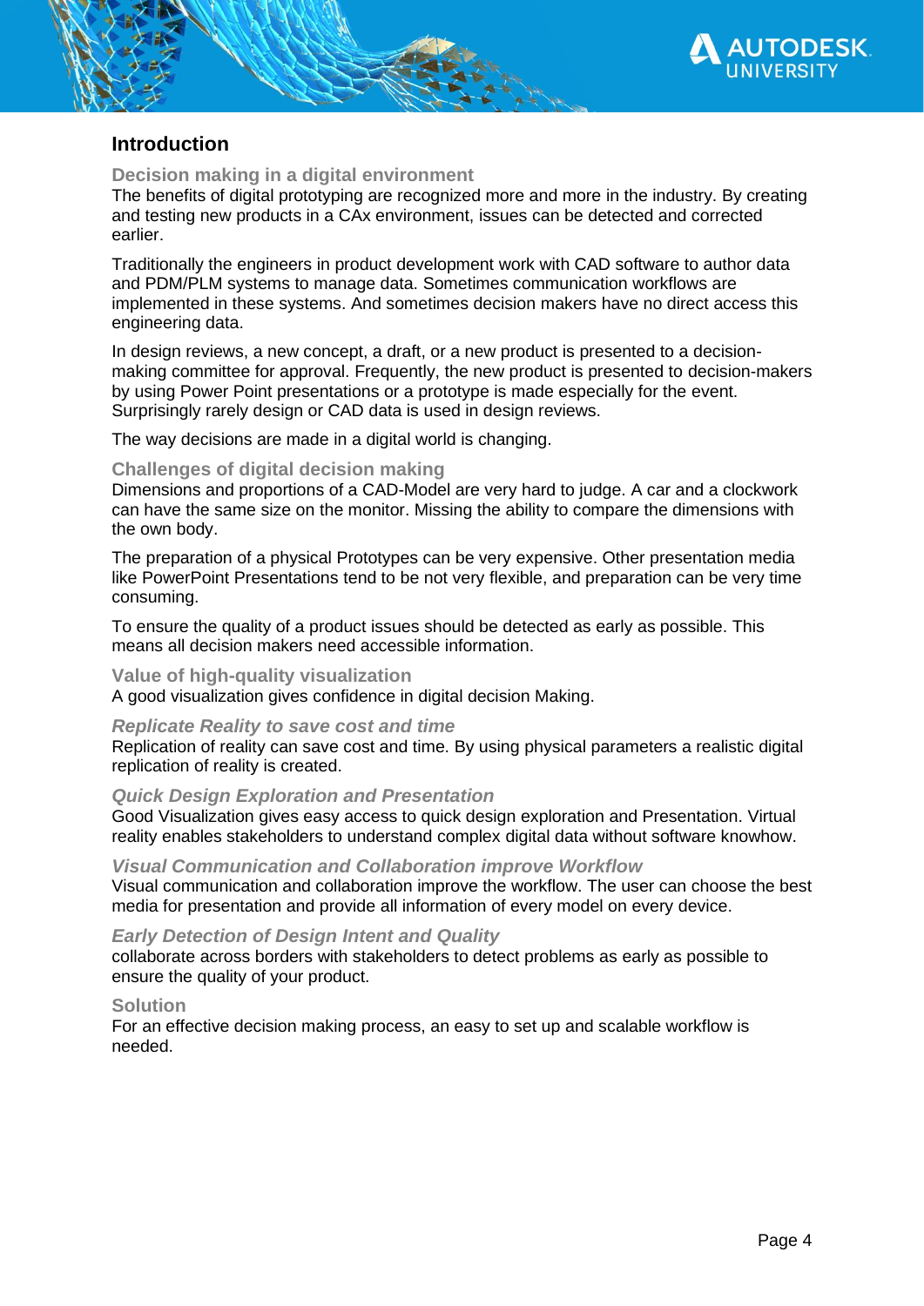## Introduction

### Decision making in a digital environment

The benefits of digital prototyping are recognized more and more in the industry. By creating and testing new products in a CAx environment, issues can be detected and corrected earlier.

Traditionally the engineers in product development work with CAD software to author data and PDM/PLM systems to manage data. Sometimes communication workflows are implemented in these systems. And sometimes decision makers have no direct access this engineering data.

In design reviews, a new concept, a draft, or a new product is presented to a decision-making committee for approval. Frequently, the new product is presented to decision-makers by using Power Point presentations or a prototype is made especially for the event. Surprisingly rarely design or CAD data is used in design reviews.

The way decisions are made in a digital world is changing.

### Challenges of digital decision making

Dimensions and proportions of a CAD-Model are very hard to judge. A car and a clockwork can have the same size on the monitor. Missing the ability to compare the dimensions with the own body.

The preparation of a physical Prototypes can be very expensive. Other presentation media like PowerPoint Presentations tend to be not very flexible, and preparation can be very time consuming.

To ensure the quality of a product issues should be detected as early as possible. This means all decision makers need accessible information.

### Value of high-quality visualization

A good visualization gives confidence in digital decision Making.

#### *Replicate Reality to save cost and time*

Replication of reality can save cost and time. By using physical parameters a realistic digital replication of reality is created.

#### *Quick Design Exploration and Presentation*

Good Visualization gives easy access to quick design exploration and Presentation. Virtual reality enables stakeholders to understand complex digital data without software knowhow.

#### *Visual Communication and Collaboration improve Workflow*

Visual communication and collaboration improve the workflow. The user can choose the best media for presentation and provide all information of every model on every device.

#### *Early Detection of Design Intent and Quality*

collaborate across borders with stakeholders to detect problems as early as possible to ensure the quality of your product.

### Solution

For an effective decision making process, an easy to set up and scalable workflow is needed.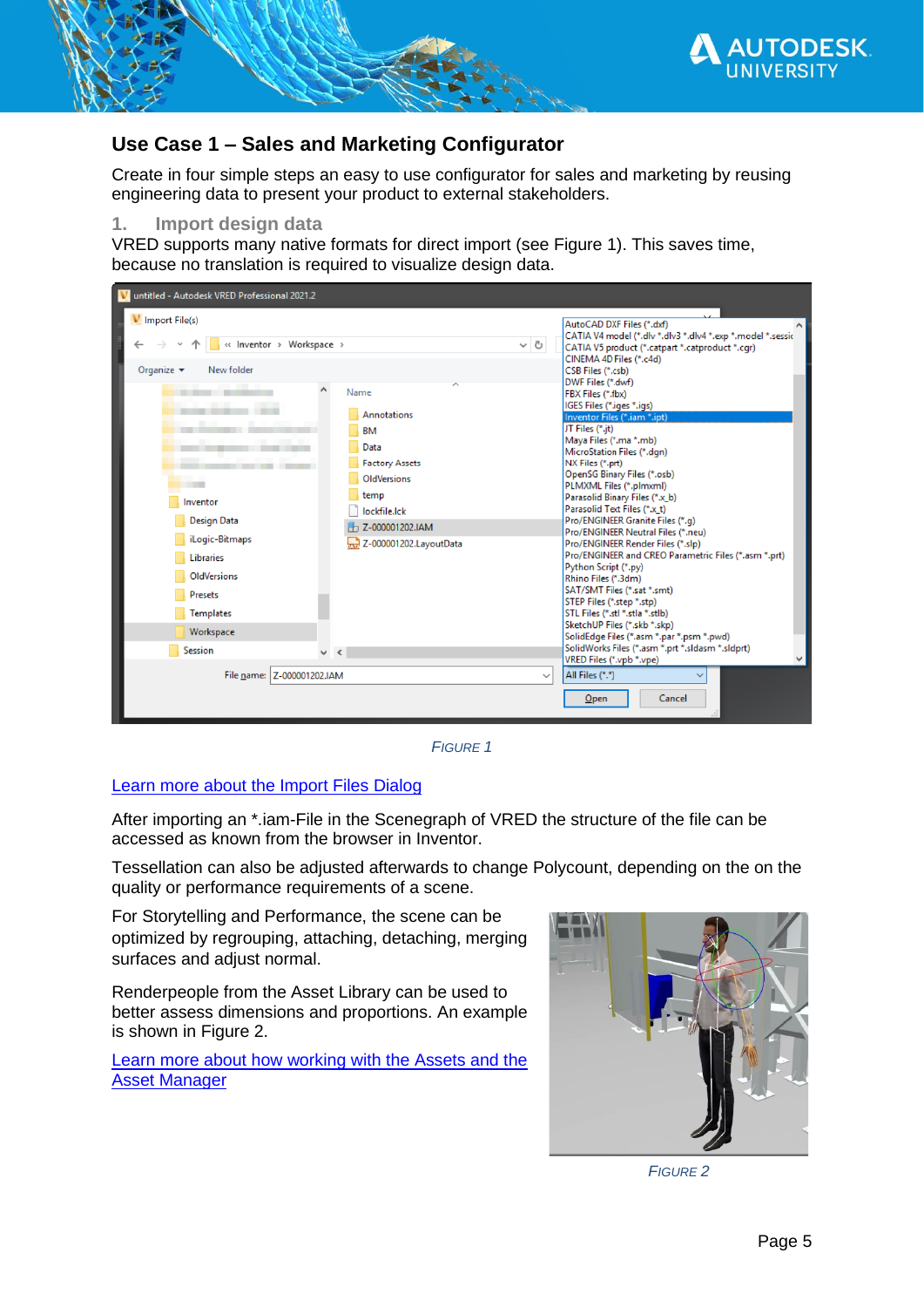## Use Case 1 – Sales and Marketing Configurator

Create in four simple steps an easy to use configurator for sales and marketing by reusing engineering data to present your product to external stakeholders.

### 1. Import design data

VRED supports many native formats for direct import (see Figure 1). This saves time, because no translation is required to visualize design data.

FIGURE 1

[Learn more about the Import Files Dialog]

After importing an *.iam-File in the Scenegraph of VRED the structure of the file can be accessed as known from the browser in Inventor.

Tessellation can also be adjusted afterwards to change Polycount, depending on the on the quality or performance requirements of a scene.

For Storytelling and Performance, the scene can be optimized by regrouping, attaching, detaching, merging surfaces and adjust normal.

Renderpeople from the Asset Library can be used to better assess dimensions and proportions. An example is shown in Figure 2.

[Learn more about how working with the Assets and the Asset Manager]

FIGURE 2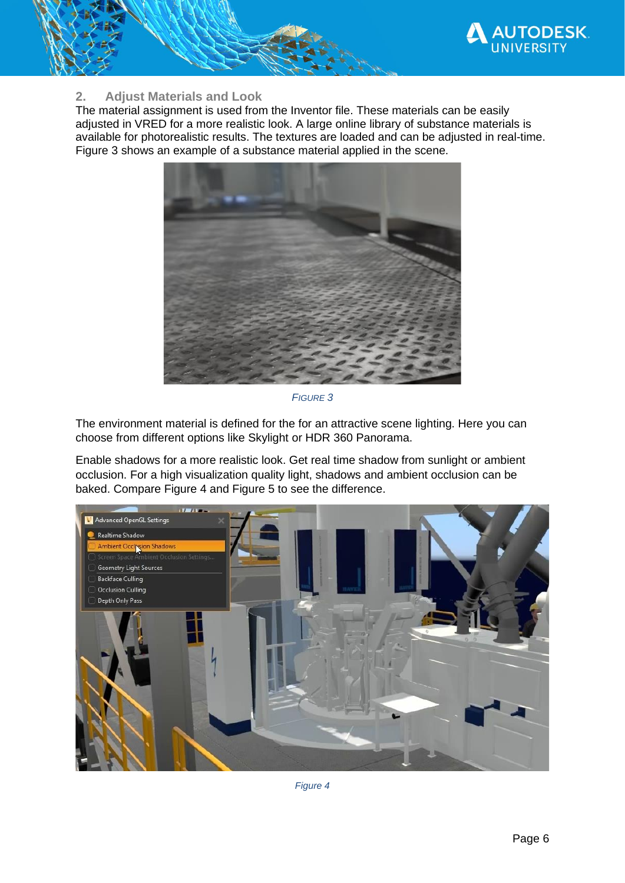## 2. Adjust Materials and Look

The material assignment is used from the Inventor file. These materials can be easily adjusted in VRED for a more realistic look. A large online library of substance materials is available for photorealistic results. The textures are loaded and can be adjusted in real-time. Figure 3 shows an example of a substance material applied in the scene.

*FIGURE 3*

The environment material is defined for the for an attractive scene lighting. Here you can choose from different options like Skylight or HDR 360 Panorama.

Enable shadows for a more realistic look. Get real time shadow from sunlight or ambient occlusion. For a high visualization quality light, shadows and ambient occlusion can be baked. Compare Figure 4 and Figure 5 to see the difference.

*Figure 4*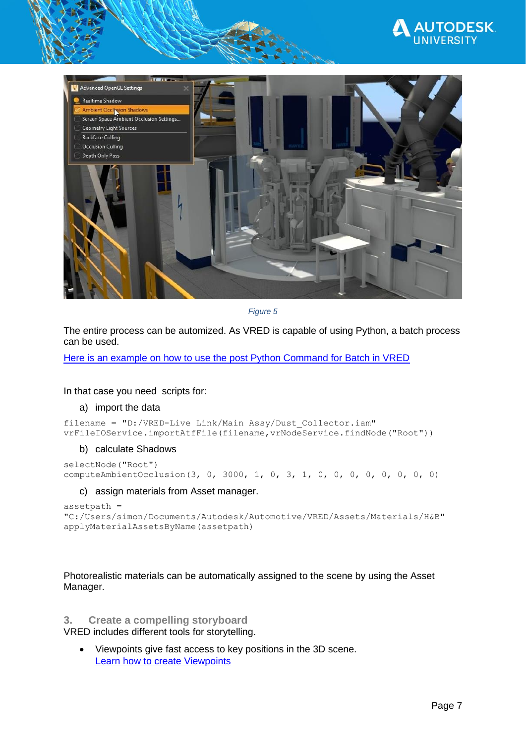Figure 5

The entire process can be automized. As VRED is capable of using Python, a batch process can be used.

Here is an example on how to use the post Python Command for Batch in VRED

In that case you need scripts for:

a) import the data

```
filename = "D:/VRED-Live Link/Main Assy/Dust_Collector.iam"
vrFileIOService.importAtfFile(filename,vrNodeService.findNode("Root"))
```

b) calculate Shadows

```
selectNode("Root")
computeAmbientOcclusion(3, 0, 3000, 1, 0, 3, 1, 0, 0, 0, 0, 0, 0, 0, 0)
```

c) assign materials from Asset manager.

```
assetpath =
"C:/Users/simon/Documents/Autodesk/Automotive/VRED/Assets/Materials/H&B"
applyMaterialAssetsByName(assetpath)
```

Photorealistic materials can be automatically assigned to the scene by using the Asset Manager.

## 3. Create a compelling storyboard

VRED includes different tools for storytelling.

- Viewpoints give fast access to key positions in the 3D scene.
  Learn how to create Viewpoints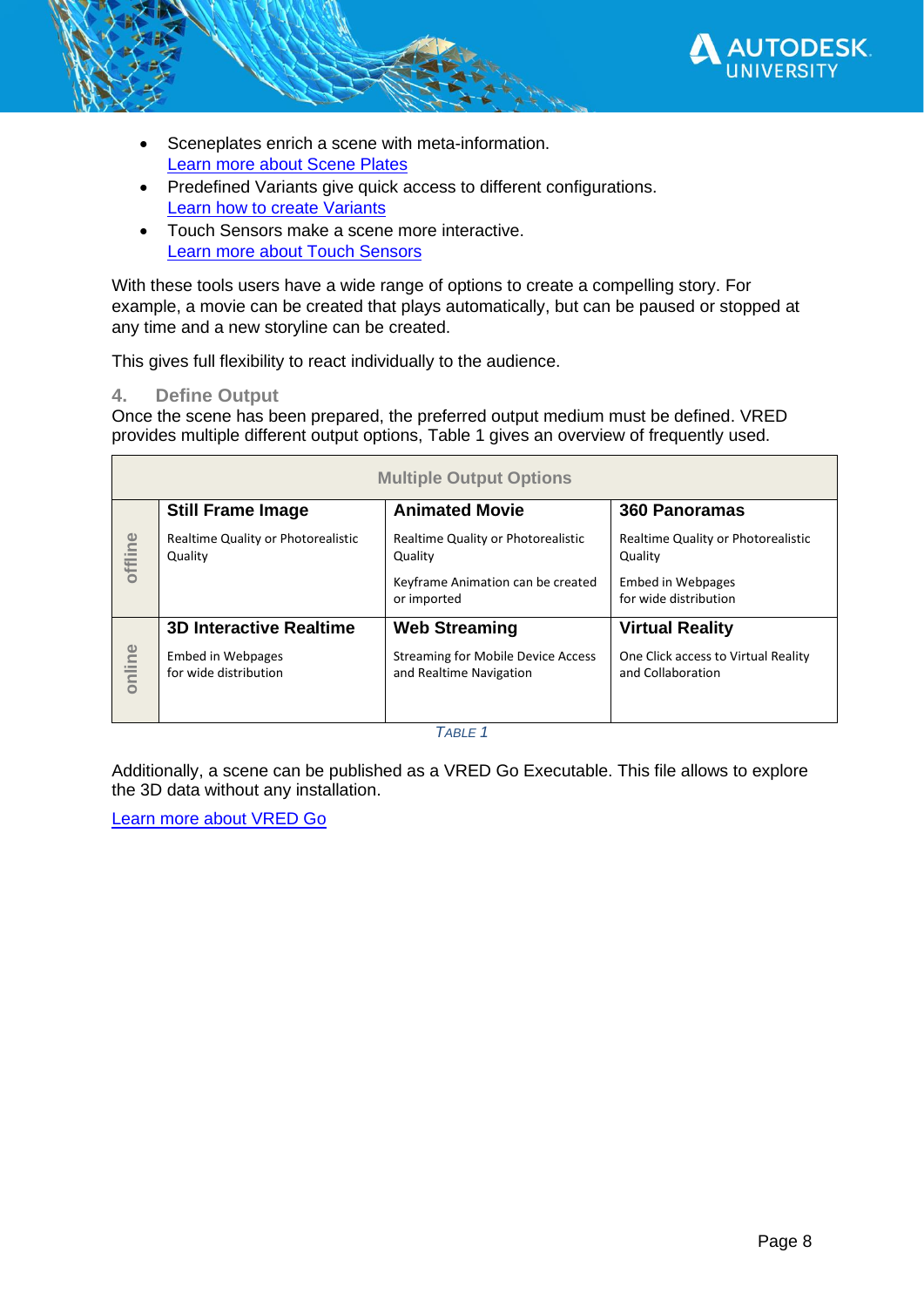- Sceneplates enrich a scene with meta-information.
  Learn more about Scene Plates
- Predefined Variants give quick access to different configurations.
  Learn how to create Variants
- Touch Sensors make a scene more interactive.
  Learn more about Touch Sensors

With these tools users have a wide range of options to create a compelling story. For example, a movie can be created that plays automatically, but can be paused or stopped at any time and a new storyline can be created.

This gives full flexibility to react individually to the audience.

### 4. Define Output

Once the scene has been prepared, the preferred output medium must be defined. VRED provides multiple different output options, Table 1 gives an overview of frequently used.

| Multiple Output Options | | | |
|---|---|---|---|
| offline | **Still Frame Image**<br>Realtime Quality or Photorealistic Quality | **Animated Movie**<br>Realtime Quality or Photorealistic Quality<br>Keyframe Animation can be created or imported | **360 Panoramas**<br>Realtime Quality or Photorealistic Quality<br>Embed in Webpages for wide distribution |
| online | **3D Interactive Realtime**<br>Embed in Webpages for wide distribution | **Web Streaming**<br>Streaming for Mobile Device Access and Realtime Navigation | **Virtual Reality**<br>One Click access to Virtual Reality and Collaboration |

*Table 1*

Additionally, a scene can be published as a VRED Go Executable. This file allows to explore the 3D data without any installation.

Learn more about VRED Go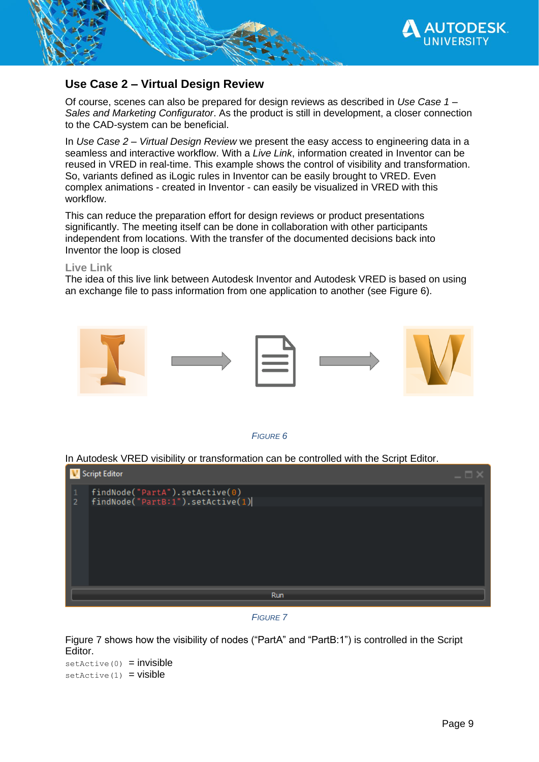## Use Case 2 – Virtual Design Review

Of course, scenes can also be prepared for design reviews as described in *Use Case 1 – Sales and Marketing Configurator*. As the product is still in development, a closer connection to the CAD-system can be beneficial.

In *Use Case 2 – Virtual Design Review* we present the easy access to engineering data in a seamless and interactive workflow. With a *Live Link*, information created in Inventor can be reused in VRED in real-time. This example shows the control of visibility and transformation. So, variants defined as iLogic rules in Inventor can be easily brought to VRED. Even complex animations - created in Inventor - can easily be visualized in VRED with this workflow.

This can reduce the preparation effort for design reviews or product presentations significantly. The meeting itself can be done in collaboration with other participants independent from locations. With the transfer of the documented decisions back into Inventor the loop is closed

### Live Link

The idea of this live link between Autodesk Inventor and Autodesk VRED is based on using an exchange file to pass information from one application to another (see Figure 6).

*FIGURE 6*

In Autodesk VRED visibility or transformation can be controlled with the Script Editor.

```
findNode("PartA").setActive(0)
findNode("PartB:1").setActive(1)
```

*FIGURE 7*

Figure 7 shows how the visibility of nodes ("PartA" and "PartB:1") is controlled in the Script Editor.

`setActive(0)` = invisible
`setActive(1)` = visible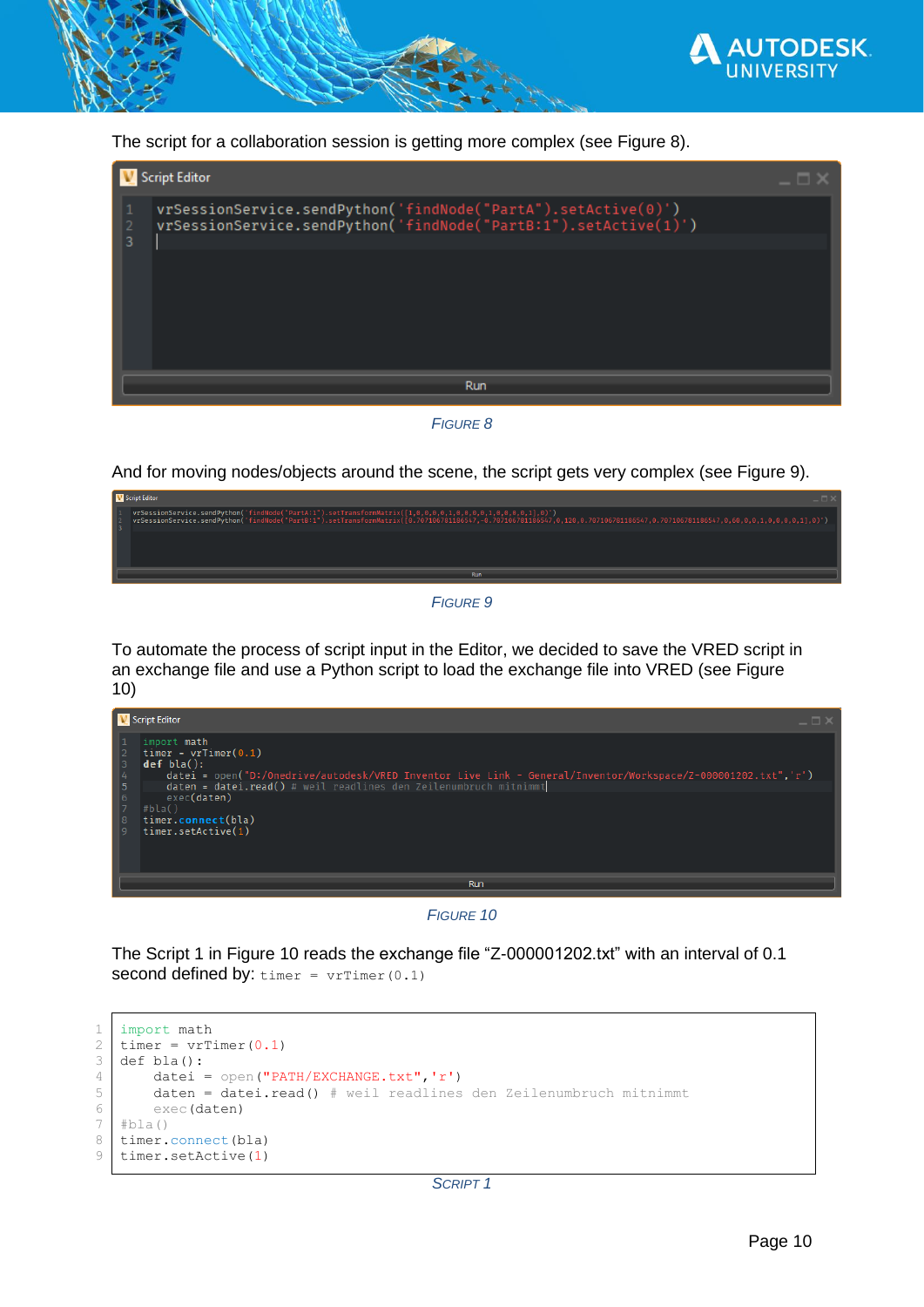The script for a collaboration session is getting more complex (see Figure 8).

```
vrSessionService.sendPython('findNode("PartA").setActive(0)')
vrSessionService.sendPython('findNode("PartB:1").setActive(1)')
```

FIGURE 8

And for moving nodes/objects around the scene, the script gets very complex (see Figure 9).

```
vrSessionService.sendPython('findNode("PartA:1").setTransformMatrix([1,0,0,0,0,1,0,0,0,0,1,0,0,0,0,1],0)')
vrSessionService.sendPython('findNode("PartB:1").setTransformMatrix([0.7071067811865475,-0.7071067811865475,0,120,0.7071067811865475,0.7071067811865475,0,60,0,0,1,0,0,0,0,1],0)')
```

FIGURE 9

To automate the process of script input in the Editor, we decided to save the VRED script in an exchange file and use a Python script to load the exchange file into VRED (see Figure 10)

```
import math
timer = vrTimer(0.1)
def bla():
    datei = open("D:/Onedrive/autodesk/VRED Inventor Live Link - General/Inventor/Workspace/Z-000001202.txt",'r')
    daten = datei.read() # weil readlines den Zeilenumbruch mitnimmt
    exec(daten)
#bla()
timer.connect(bla)
timer.setActive(1)
```

FIGURE 10

The Script 1 in Figure 10 reads the exchange file “Z-000001202.txt” with an interval of 0.1 second defined by: `timer = vrTimer(0.1)`

```
import math
timer = vrTimer(0.1)
def bla():
    datei = open("PATH/EXCHANGE.txt",'r')
    daten = datei.read() # weil readlines den Zeilenumbruch mitnimmt
    exec(daten)
#bla()
timer.connect(bla)
timer.setActive(1)
```

SCRIPT 1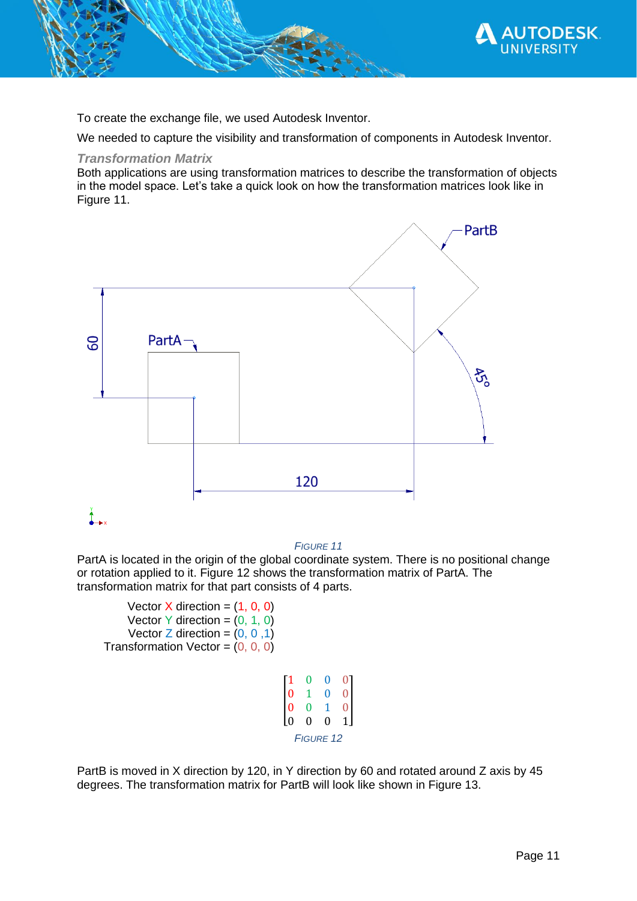To create the exchange file, we used Autodesk Inventor.

We needed to capture the visibility and transformation of components in Autodesk Inventor.

### *Transformation Matrix*

Both applications are using transformation matrices to describe the transformation of objects in the model space. Let's take a quick look on how the transformation matrices look like in Figure 11.

FIGURE 11

PartA is located in the origin of the global coordinate system. There is no positional change or rotation applied to it. Figure 12 shows the transformation matrix of PartA. The transformation matrix for that part consists of 4 parts.

Vector X direction = (1, 0, 0)
Vector Y direction = (0, 1, 0)
Vector Z direction = (0, 0 ,1)
Transformation Vector = (0, 0, 0)

$$\begin{bmatrix} 1 & 0 & 0 & 0 \\ 0 & 1 & 0 & 0 \\ 0 & 0 & 1 & 0 \\ 0 & 0 & 0 & 1 \end{bmatrix}$$

FIGURE 12

PartB is moved in X direction by 120, in Y direction by 60 and rotated around Z axis by 45 degrees. The transformation matrix for PartB will look like shown in Figure 13.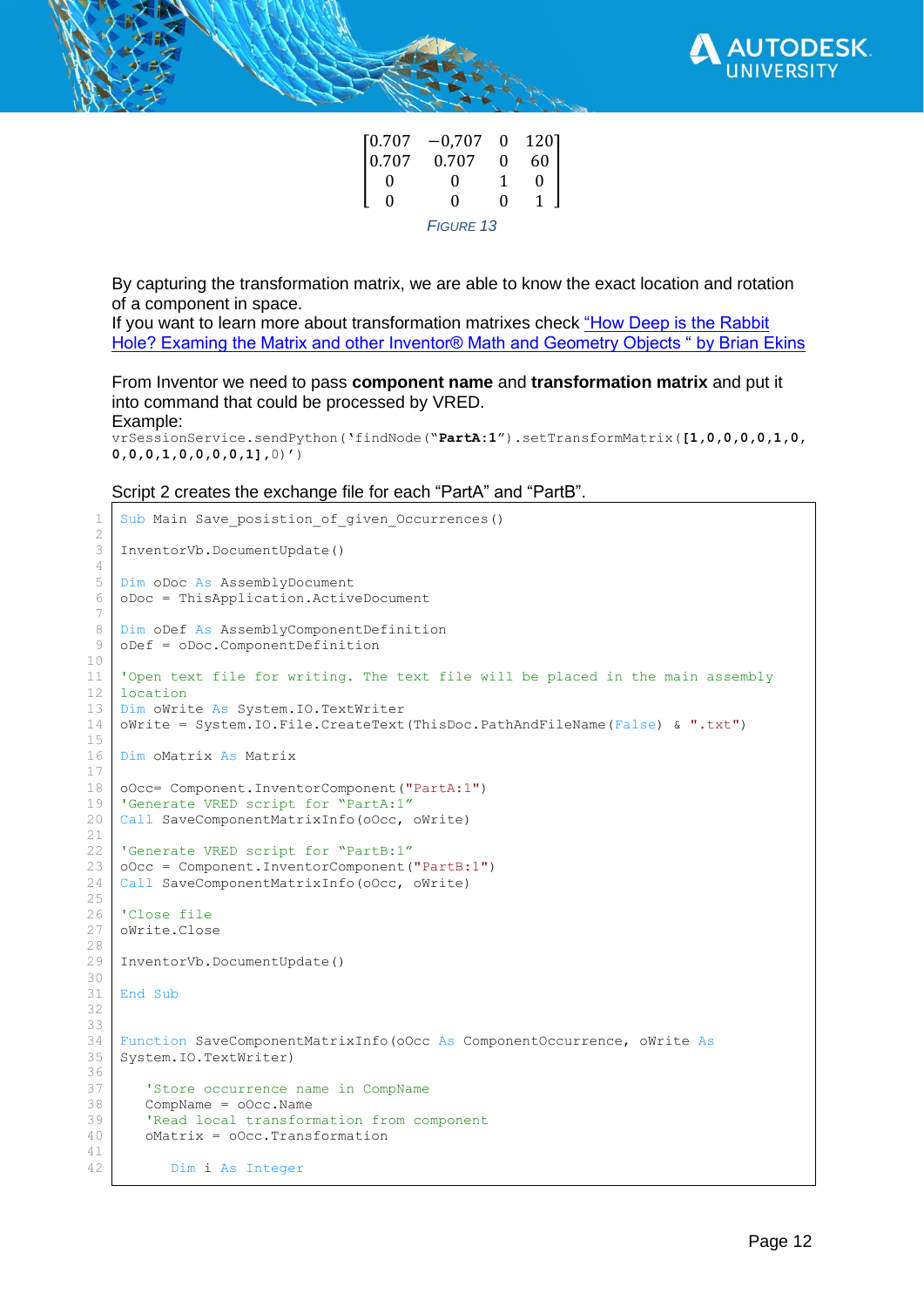$$\begin{bmatrix} 0.707 & -0{,}707 & 0 & 120 \\ 0.707 & 0.707 & 0 & 60 \\ 0 & 0 & 1 & 0 \\ 0 & 0 & 0 & 1 \end{bmatrix}$$

*FIGURE 13*

By capturing the transformation matrix, we are able to know the exact location and rotation of a component in space.
If you want to learn more about transformation matrixes check "How Deep is the Rabbit Hole? Examing the Matrix and other Inventor® Math and Geometry Objects " by Brian Ekins

From Inventor we need to pass **component name** and **transformation matrix** and put it into command that could be processed by VRED.
Example:

```
vrSessionService.sendPython('findNode("PartA:1").setTransformMatrix([1,0,0,0,0,1,0,0,0,0,1,0,0,0,0,1],0)')
```

Script 2 creates the exchange file for each "PartA" and "PartB".

```
Sub Main Save_posistion_of_given_Occurrences()

InventorVb.DocumentUpdate()

Dim oDoc As AssemblyDocument
oDoc = ThisApplication.ActiveDocument

Dim oDef As AssemblyComponentDefinition
oDef = oDoc.ComponentDefinition

'Open text file for writing. The text file will be placed in the main assembly 
location
Dim oWrite As System.IO.TextWriter
oWrite = System.IO.File.CreateText(ThisDoc.PathAndFileName(False) & ".txt")

Dim oMatrix As Matrix

oOcc= Component.InventorComponent("PartA:1")
'Generate VRED script for "PartA:1"
Call SaveComponentMatrixInfo(oOcc, oWrite)

'Generate VRED script for "PartB:1"
oOcc = Component.InventorComponent("PartB:1")
Call SaveComponentMatrixInfo(oOcc, oWrite)

'Close file
oWrite.Close

InventorVb.DocumentUpdate()

End Sub


Function SaveComponentMatrixInfo(oOcc As ComponentOccurrence, oWrite As 
System.IO.TextWriter)

    'Store occurrence name in CompName
    CompName = oOcc.Name
    'Read local transformation from component
    oMatrix = oOcc.Transformation

        Dim i As Integer
```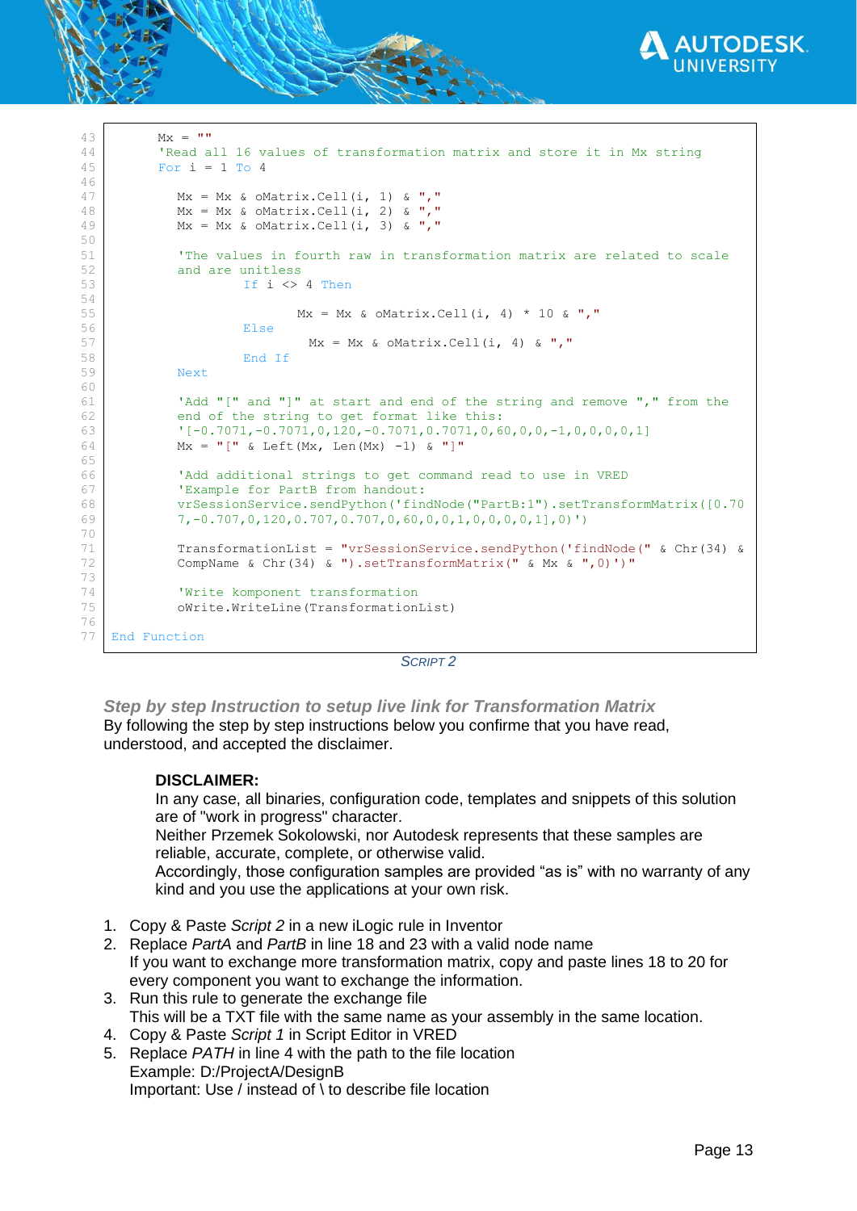```
43        Mx = ""
44        'Read all 16 values of transformation matrix and store it in Mx string
45        For i = 1 To 4
46
47          Mx = Mx & oMatrix.Cell(i, 1) & ","
48          Mx = Mx & oMatrix.Cell(i, 2) & ","
49          Mx = Mx & oMatrix.Cell(i, 3) & ","
50
51          'The values in fourth raw in transformation matrix are related to scale
52          and are unitless
53                  If i <> 4 Then
54
55                          Mx = Mx & oMatrix.Cell(i, 4) * 10 & ","
56                  Else
57                            Mx = Mx & oMatrix.Cell(i, 4) & ","
58                  End If
59          Next
60
61          'Add "[" and "]" at start and end of the string and remove "," from the
62          end of the string to get format like this:
63          '[-0.7071,-0.7071,0,120,-0.7071,0.7071,0,60,0,0,-1,0,0,0,0,1]
64          Mx = "[" & Left(Mx, Len(Mx) -1) & "]"
65
66          'Add additional strings to get command read to use in VRED
67          'Example for PartB from handout:
68          vrSessionService.sendPython('findNode("PartB:1").setTransformMatrix([0.70
69          7,-0.707,0,120,0.707,0.707,0,60,0,0,1,0,0,0,0,1],0)')
70
71          TransformationList = "vrSessionService.sendPython('findNode(" & Chr(34) &
72          CompName & Chr(34) & ").setTransformMatrix(" & Mx & ",0)')"
73
74          'Write komponent transformation
75          oWrite.WriteLine(TransformationList)
76
77  End Function
```

*SCRIPT 2*

### *Step by step Instruction to setup live link for Transformation Matrix*

By following the step by step instructions below you confirme that you have read, understood, and accepted the disclaimer.

> **DISCLAIMER:**
> In any case, all binaries, configuration code, templates and snippets of this solution are of "work in progress" character.
> Neither Przemek Sokolowski, nor Autodesk represents that these samples are reliable, accurate, complete, or otherwise valid.
> Accordingly, those configuration samples are provided "as is" with no warranty of any kind and you use the applications at your own risk.

1. Copy & Paste *Script 2* in a new iLogic rule in Inventor
2. Replace *PartA* and *PartB* in line 18 and 23 with a valid node name
   If you want to exchange more transformation matrix, copy and paste lines 18 to 20 for every component you want to exchange the information.
3. Run this rule to generate the exchange file
   This will be a TXT file with the same name as your assembly in the same location.
4. Copy & Paste *Script 1* in Script Editor in VRED
5. Replace *PATH* in line 4 with the path to the file location
   Example: D:/ProjectA/DesignB
   Important: Use / instead of \ to describe file location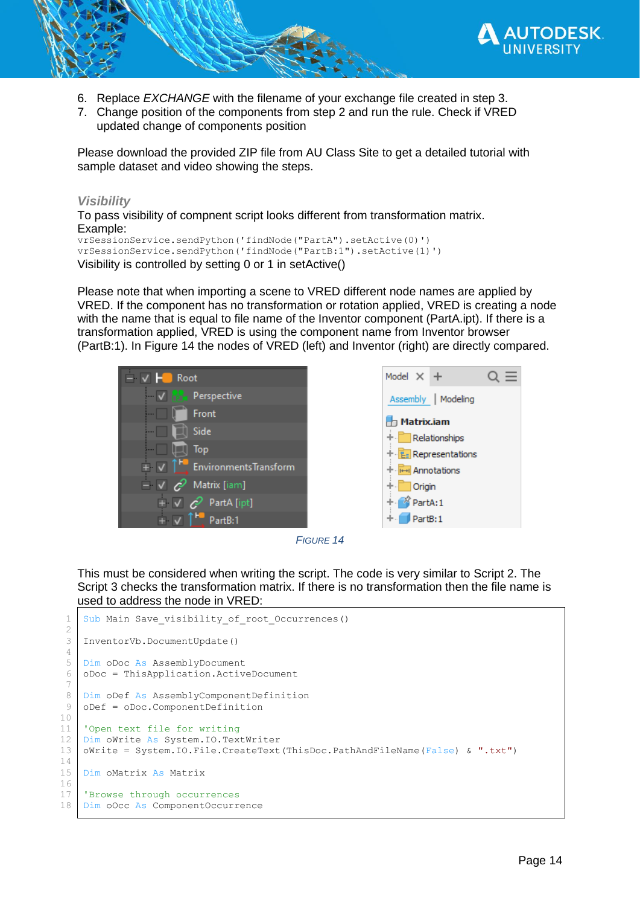6. Replace *EXCHANGE* with the filename of your exchange file created in step 3.
7. Change position of the components from step 2 and run the rule. Check if VRED updated change of components position

Please download the provided ZIP file from AU Class Site to get a detailed tutorial with sample dataset and video showing the steps.

### *Visibility*

To pass visibility of compnent script looks different from transformation matrix.
Example:

```
vrSessionService.sendPython('findNode("PartA").setActive(0)')
vrSessionService.sendPython('findNode("PartB:1").setActive(1)')
```

Visibility is controlled by setting 0 or 1 in setActive()

Please note that when importing a scene to VRED different node names are applied by VRED. If the component has no transformation or rotation applied, VRED is creating a node with the name that is equal to file name of the Inventor component (PartA.ipt). If there is a transformation applied, VRED is using the component name from Inventor browser (PartB:1). In Figure 14 the nodes of VRED (left) and Inventor (right) are directly compared.

FIGURE 14

This must be considered when writing the script. The code is very similar to Script 2. The Script 3 checks the transformation matrix. If there is no transformation then the file name is used to address the node in VRED:

```
Sub Main Save_visibility_of_root_Occurrences()

InventorVb.DocumentUpdate()

Dim oDoc As AssemblyDocument
oDoc = ThisApplication.ActiveDocument

Dim oDef As AssemblyComponentDefinition
oDef = oDoc.ComponentDefinition

'Open text file for writing
Dim oWrite As System.IO.TextWriter
oWrite = System.IO.File.CreateText(ThisDoc.PathAndFileName(False) & ".txt")

Dim oMatrix As Matrix

'Browse through occurrences
Dim oOcc As ComponentOccurrence
```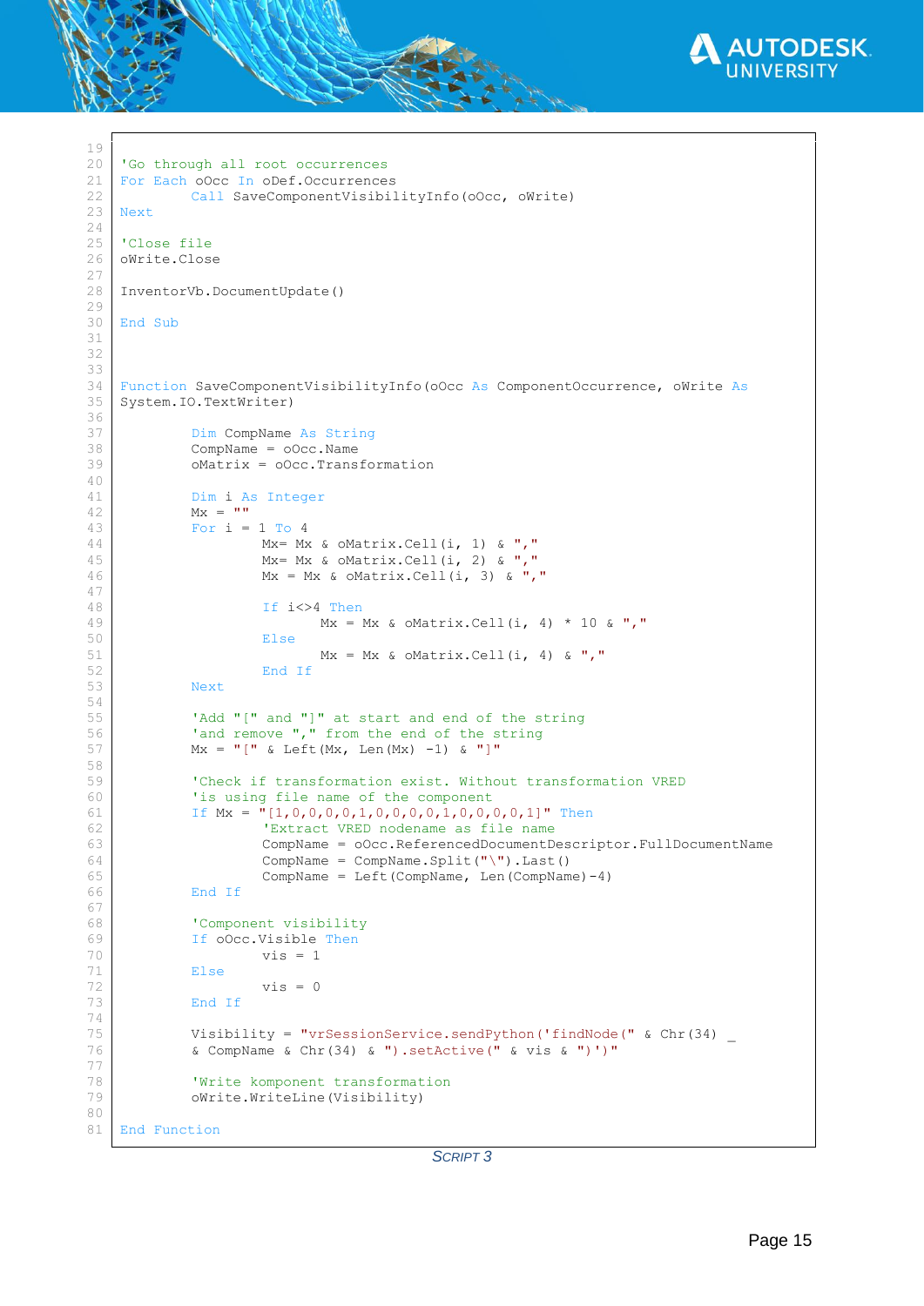```
19
20 'Go through all root occurrences
21 For Each oOcc In oDef.Occurrences
22         Call SaveComponentVisibilityInfo(oOcc, oWrite)
23 Next
24
25 'Close file
26 oWrite.Close
27
28 InventorVb.DocumentUpdate()
29
30 End Sub
31
32
33
34 Function SaveComponentVisibilityInfo(oOcc As ComponentOccurrence, oWrite As
35 System.IO.TextWriter)
36
37         Dim CompName As String
38         CompName = oOcc.Name
39         oMatrix = oOcc.Transformation
40
41         Dim i As Integer
42         Mx = ""
43         For i = 1 To 4
44                 Mx= Mx & oMatrix.Cell(i, 1) & ","
45                 Mx= Mx & oMatrix.Cell(i, 2) & ","
46                 Mx = Mx & oMatrix.Cell(i, 3) & ","
47
48                 If i<>4 Then
49                         Mx = Mx & oMatrix.Cell(i, 4) * 10 & ","
50                 Else
51                         Mx = Mx & oMatrix.Cell(i, 4) & ","
52                 End If
53         Next
54
55         'Add "[" and "]" at start and end of the string
56         'and remove "," from the end of the string
57         Mx = "[" & Left(Mx, Len(Mx) -1) & "]"
58
59         'Check if transformation exist. Without transformation VRED
60         'is using file name of the component
61         If Mx = "[1,0,0,0,0,1,0,0,0,0,1,0,0,0,0,1]" Then
62                 'Extract VRED nodename as file name
63                 CompName = oOcc.ReferencedDocumentDescriptor.FullDocumentName
64                 CompName = CompName.Split("\").Last()
65                 CompName = Left(CompName, Len(CompName)-4)
66         End If
67
68         'Component visibility
69         If oOcc.Visible Then
70                 vis = 1
71         Else
72                 vis = 0
73         End If
74
75         Visibility = "vrSessionService.sendPython('findNode(" & Chr(34) _
76         & CompName & Chr(34) & ").setActive(" & vis & ")')"
77
78         'Write komponent transformation
79         oWrite.WriteLine(Visibility)
80
81 End Function
```

*SCRIPT 3*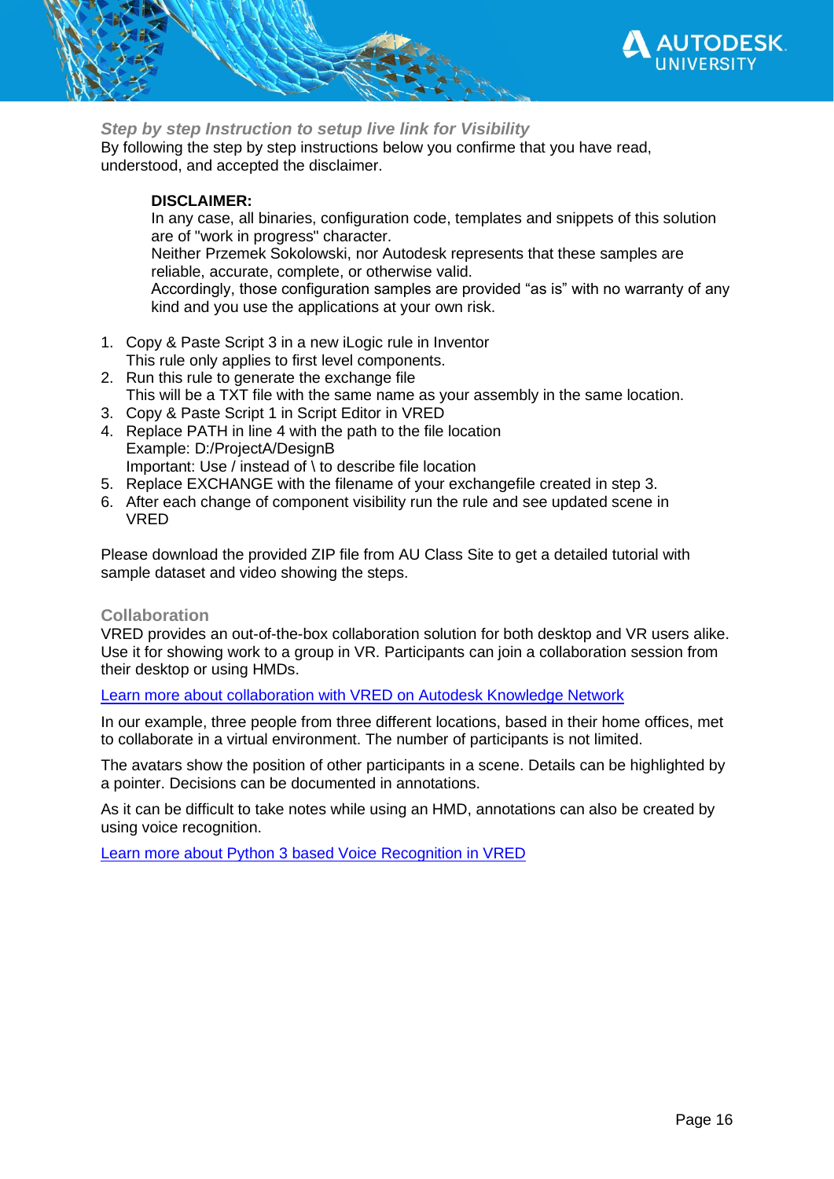### *Step by step Instruction to setup live link for Visibility*

By following the step by step instructions below you confirme that you have read, understood, and accepted the disclaimer.

> **DISCLAIMER:**
> In any case, all binaries, configuration code, templates and snippets of this solution are of "work in progress" character.
> Neither Przemek Sokolowski, nor Autodesk represents that these samples are reliable, accurate, complete, or otherwise valid.
> Accordingly, those configuration samples are provided "as is" with no warranty of any kind and you use the applications at your own risk.

1. Copy & Paste Script 3 in a new iLogic rule in Inventor
   This rule only applies to first level components.
2. Run this rule to generate the exchange file
   This will be a TXT file with the same name as your assembly in the same location.
3. Copy & Paste Script 1 in Script Editor in VRED
4. Replace PATH in line 4 with the path to the file location
   Example: D:/ProjectA/DesignB
   Important: Use / instead of \ to describe file location
5. Replace EXCHANGE with the filename of your exchangefile created in step 3.
6. After each change of component visibility run the rule and see updated scene in VRED

Please download the provided ZIP file from AU Class Site to get a detailed tutorial with sample dataset and video showing the steps.

### Collaboration

VRED provides an out-of-the-box collaboration solution for both desktop and VR users alike. Use it for showing work to a group in VR. Participants can join a collaboration session from their desktop or using HMDs.

Learn more about collaboration with VRED on Autodesk Knowledge Network

In our example, three people from three different locations, based in their home offices, met to collaborate in a virtual environment. The number of participants is not limited.

The avatars show the position of other participants in a scene. Details can be highlighted by a pointer. Decisions can be documented in annotations.

As it can be difficult to take notes while using an HMD, annotations can also be created by using voice recognition.

Learn more about Python 3 based Voice Recognition in VRED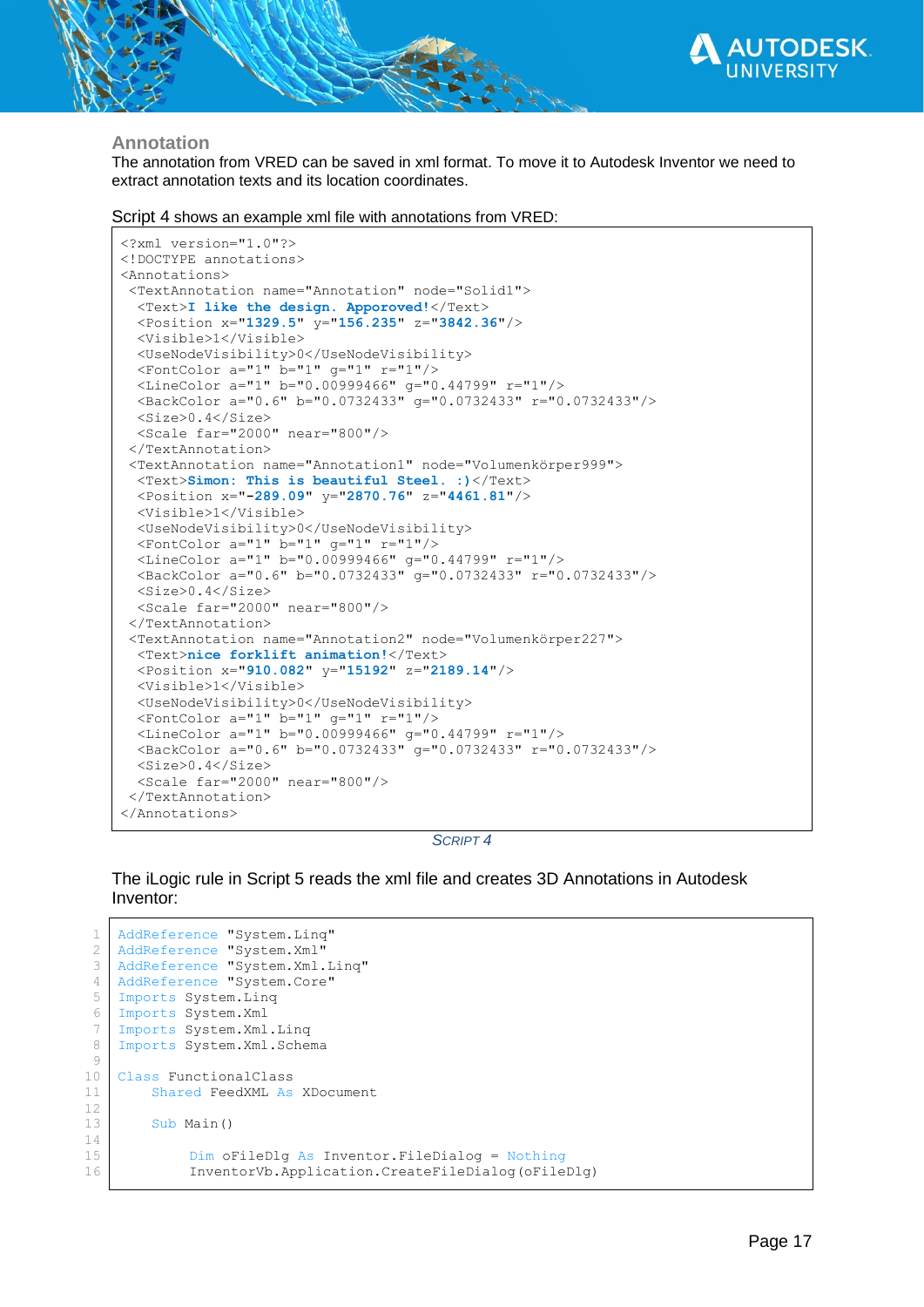### Annotation

The annotation from VRED can be saved in xml format. To move it to Autodesk Inventor we need to extract annotation texts and its location coordinates.

Script 4 shows an example xml file with annotations from VRED:

```
<?xml version="1.0"?>
<!DOCTYPE annotations>
<Annotations>
 <TextAnnotation name="Annotation" node="Solid1">
  <Text>I like the design. Apporoved!</Text>
  <Position x="1329.5" y="156.235" z="3842.36"/>
  <Visible>1</Visible>
  <UseNodeVisibility>0</UseNodeVisibility>
  <FontColor a="1" b="1" g="1" r="1"/>
  <LineColor a="1" b="0.00999466" g="0.44799" r="1"/>
  <BackColor a="0.6" b="0.0732433" g="0.0732433" r="0.0732433"/>
  <Size>0.4</Size>
  <Scale far="2000" near="800"/>
 </TextAnnotation>
 <TextAnnotation name="Annotation1" node="Volumenkörper999">
  <Text>Simon: This is beautiful Steel. :)</Text>
  <Position x="-289.09" y="2870.76" z="4461.81"/>
  <Visible>1</Visible>
  <UseNodeVisibility>0</UseNodeVisibility>
  <FontColor a="1" b="1" g="1" r="1"/>
  <LineColor a="1" b="0.00999466" g="0.44799" r="1"/>
  <BackColor a="0.6" b="0.0732433" g="0.0732433" r="0.0732433"/>
  <Size>0.4</Size>
  <Scale far="2000" near="800"/>
 </TextAnnotation>
 <TextAnnotation name="Annotation2" node="Volumenkörper227">
  <Text>nice forklift animation!</Text>
  <Position x="910.082" y="15192" z="2189.14"/>
  <Visible>1</Visible>
  <UseNodeVisibility>0</UseNodeVisibility>
  <FontColor a="1" b="1" g="1" r="1"/>
  <LineColor a="1" b="0.00999466" g="0.44799" r="1"/>
  <BackColor a="0.6" b="0.0732433" g="0.0732433" r="0.0732433"/>
  <Size>0.4</Size>
  <Scale far="2000" near="800"/>
 </TextAnnotation>
</Annotations>
```

*SCRIPT 4*

The iLogic rule in Script 5 reads the xml file and creates 3D Annotations in Autodesk Inventor:

```
AddReference "System.Linq"
AddReference "System.Xml"
AddReference "System.Xml.Linq"
AddReference "System.Core"
Imports System.Linq
Imports System.Xml
Imports System.Xml.Linq
Imports System.Xml.Schema

Class FunctionalClass
    Shared FeedXML As XDocument

    Sub Main()

        Dim oFileDlg As Inventor.FileDialog = Nothing
        InventorVb.Application.CreateFileDialog(oFileDlg)
```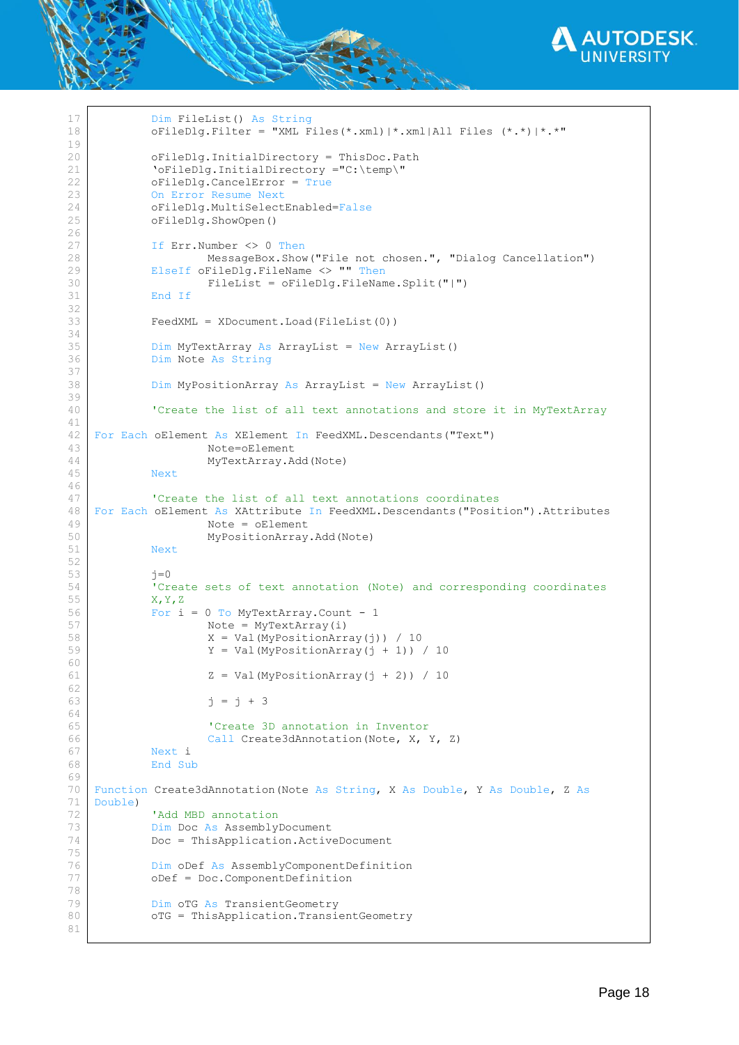```
17          Dim FileList() As String
18          oFileDlg.Filter = "XML Files(*.xml)|*.xml|All Files (*.*)|*.*"
19
20          oFileDlg.InitialDirectory = ThisDoc.Path
21          'oFileDlg.InitialDirectory ="C:\temp\"
22          oFileDlg.CancelError = True
23          On Error Resume Next
24          oFileDlg.MultiSelectEnabled=False
25          oFileDlg.ShowOpen()
26
27          If Err.Number <> 0 Then
28                  MessageBox.Show("File not chosen.", "Dialog Cancellation")
29          ElseIf oFileDlg.FileName <> "" Then
30                  FileList = oFileDlg.FileName.Split("|")
31          End If
32
33          FeedXML = XDocument.Load(FileList(0))
34
35          Dim MyTextArray As ArrayList = New ArrayList()
36          Dim Note As String
37
38          Dim MyPositionArray As ArrayList = New ArrayList()
39
40          'Create the list of all text annotations and store it in MyTextArray
41
42  For Each oElement As XElement In FeedXML.Descendants("Text")
43                  Note=oElement
44                  MyTextArray.Add(Note)
45          Next
46
47          'Create the list of all text annotations coordinates
48  For Each oElement As XAttribute In FeedXML.Descendants("Position").Attributes
49                  Note = oElement
50                  MyPositionArray.Add(Note)
51          Next
52
53          j=0
54          'Create sets of text annotation (Note) and corresponding coordinates
55          X,Y,Z
56          For i = 0 To MyTextArray.Count - 1
57                  Note = MyTextArray(i)
58                  X = Val(MyPositionArray(j)) / 10
59                  Y = Val(MyPositionArray(j + 1)) / 10
60
61                  Z = Val(MyPositionArray(j + 2)) / 10
62
63                  j = j + 3
64
65                  'Create 3D annotation in Inventor
66                  Call Create3dAnnotation(Note, X, Y, Z)
67          Next i
68          End Sub
69
70  Function Create3dAnnotation(Note As String, X As Double, Y As Double, Z As
71  Double)
72          'Add MBD annotation
73          Dim Doc As AssemblyDocument
74          Doc = ThisApplication.ActiveDocument
75
76          Dim oDef As AssemblyComponentDefinition
77          oDef = Doc.ComponentDefinition
78
79          Dim oTG As TransientGeometry
80          oTG = ThisApplication.TransientGeometry
81
```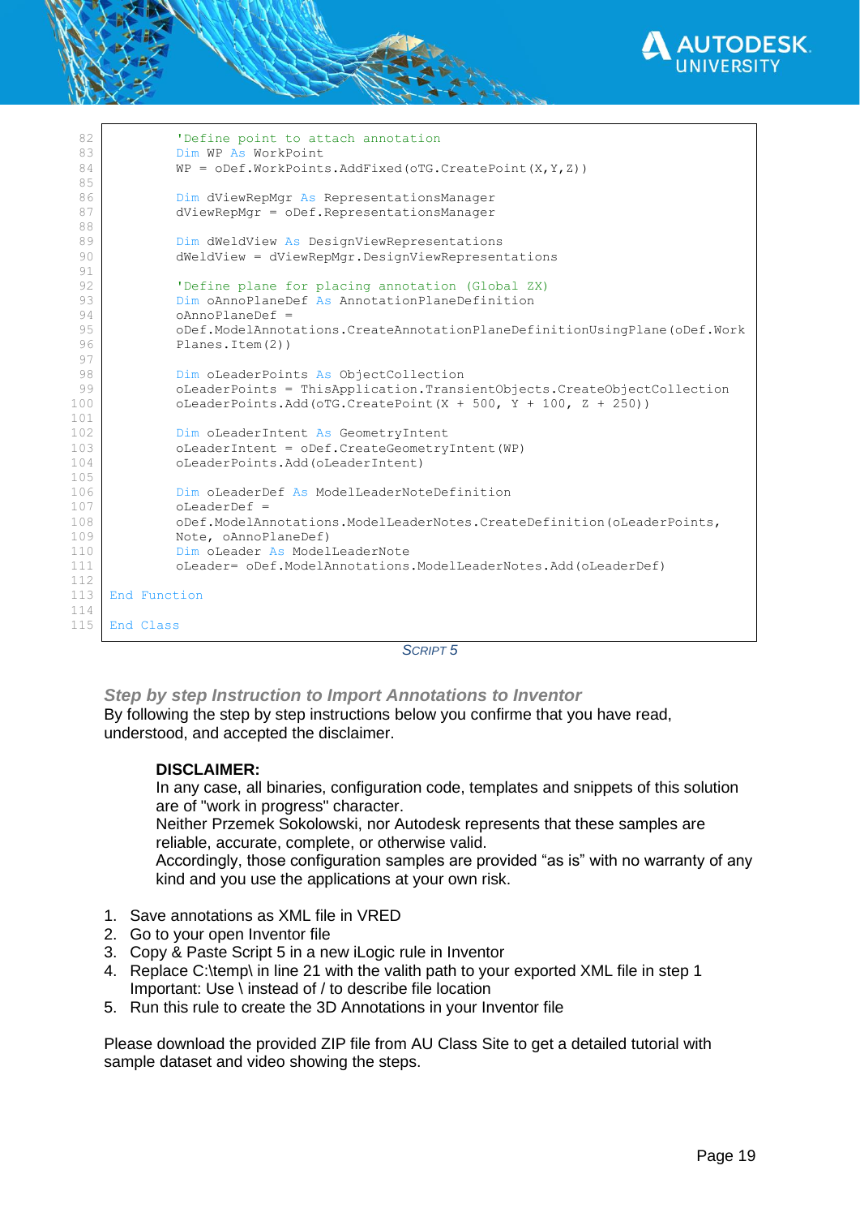```
82          'Define point to attach annotation
83          Dim WP As WorkPoint
84          WP = oDef.WorkPoints.AddFixed(oTG.CreatePoint(X,Y,Z))
85
86          Dim dViewRepMgr As RepresentationsManager
87          dViewRepMgr = oDef.RepresentationsManager
88
89          Dim dWeldView As DesignViewRepresentations
90          dWeldView = dViewRepMgr.DesignViewRepresentations
91
92          'Define plane for placing annotation (Global ZX)
93          Dim oAnnoPlaneDef As AnnotationPlaneDefinition
94          oAnnoPlaneDef =
95          oDef.ModelAnnotations.CreateAnnotationPlaneDefinitionUsingPlane(oDef.Work
96          Planes.Item(2))
97
98          Dim oLeaderPoints As ObjectCollection
99          oLeaderPoints = ThisApplication.TransientObjects.CreateObjectCollection
100         oLeaderPoints.Add(oTG.CreatePoint(X + 500, Y + 100, Z + 250))
101
102         Dim oLeaderIntent As GeometryIntent
103         oLeaderIntent = oDef.CreateGeometryIntent(WP)
104         oLeaderPoints.Add(oLeaderIntent)
105
106         Dim oLeaderDef As ModelLeaderNoteDefinition
107         oLeaderDef =
108         oDef.ModelAnnotations.ModelLeaderNotes.CreateDefinition(oLeaderPoints,
109         Note, oAnnoPlaneDef)
110         Dim oLeader As ModelLeaderNote
111         oLeader= oDef.ModelAnnotations.ModelLeaderNotes.Add(oLeaderDef)
112
113     End Function
114
115     End Class
```

*SCRIPT 5*

### *Step by step Instruction to Import Annotations to Inventor*

By following the step by step instructions below you confirme that you have read, understood, and accepted the disclaimer.

> **DISCLAIMER:**
> In any case, all binaries, configuration code, templates and snippets of this solution are of "work in progress" character.
> Neither Przemek Sokolowski, nor Autodesk represents that these samples are reliable, accurate, complete, or otherwise valid.
> Accordingly, those configuration samples are provided "as is" with no warranty of any kind and you use the applications at your own risk.

1. Save annotations as XML file in VRED
2. Go to your open Inventor file
3. Copy & Paste Script 5 in a new iLogic rule in Inventor
4. Replace C:\temp\ in line 21 with the valith path to your exported XML file in step 1
   Important: Use \ instead of / to describe file location
5. Run this rule to create the 3D Annotations in your Inventor file

Please download the provided ZIP file from AU Class Site to get a detailed tutorial with sample dataset and video showing the steps.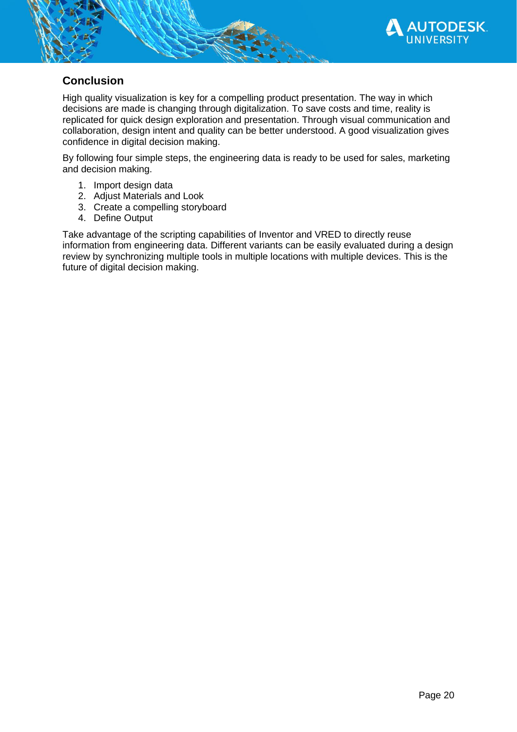## Conclusion

High quality visualization is key for a compelling product presentation. The way in which decisions are made is changing through digitalization. To save costs and time, reality is replicated for quick design exploration and presentation. Through visual communication and collaboration, design intent and quality can be better understood. A good visualization gives confidence in digital decision making.

By following four simple steps, the engineering data is ready to be used for sales, marketing and decision making.

1. Import design data
2. Adjust Materials and Look
3. Create a compelling storyboard
4. Define Output

Take advantage of the scripting capabilities of Inventor and VRED to directly reuse information from engineering data. Different variants can be easily evaluated during a design review by synchronizing multiple tools in multiple locations with multiple devices. This is the future of digital decision making.